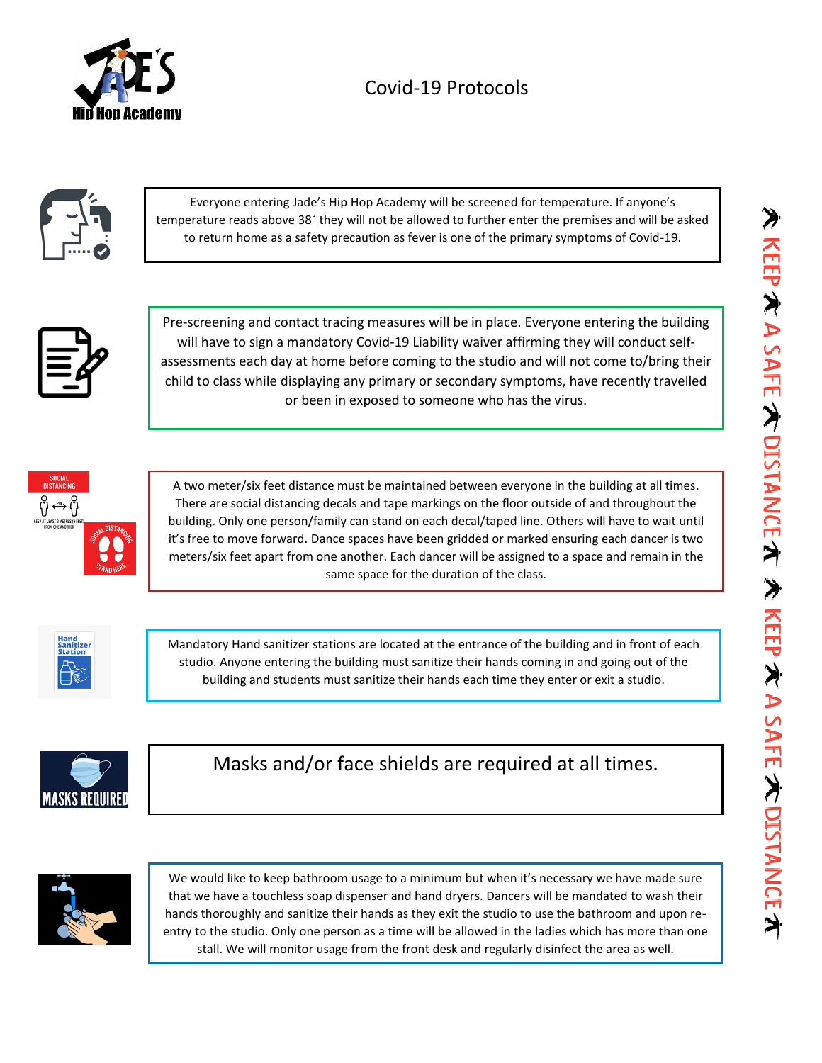# Covid-19 Protocols

Everyone entering Jade's Hip Hop Academy will be screened for temperature. If anyone's temperature reads above 38˚ they will not be allowed to further enter the premises and will be asked to return home as a safety precaution as fever is one of the primary symptoms of Covid-19.

Pre-screening and contact tracing measures will be in place. Everyone entering the building will have to sign a mandatory Covid-19 Liability waiver affirming they will conduct self-assessments each day at home before coming to the studio and will not come to/bring their child to class while displaying any primary or secondary symptoms, have recently travelled or been in exposed to someone who has the virus.

A two meter/six feet distance must be maintained between everyone in the building at all times. There are social distancing decals and tape markings on the floor outside of and throughout the building. Only one person/family can stand on each decal/taped line. Others will have to wait until it's free to move forward. Dance spaces have been gridded or marked ensuring each dancer is two meters/six feet apart from one another. Each dancer will be assigned to a space and remain in the same space for the duration of the class.

Mandatory Hand sanitizer stations are located at the entrance of the building and in front of each studio. Anyone entering the building must sanitize their hands coming in and going out of the building and students must sanitize their hands each time they enter or exit a studio.

Masks and/or face shields are required at all times.

We would like to keep bathroom usage to a minimum but when it's necessary we have made sure that we have a touchless soap dispenser and hand dryers. Dancers will be mandated to wash their hands thoroughly and sanitize their hands as they exit the studio to use the bathroom and upon re-entry to the studio. Only one person as a time will be allowed in the ladies which has more than one stall. We will monitor usage from the front desk and regularly disinfect the area as well.

KEEP A SAFE DISTANCE KEEP A SAFE DISTANCE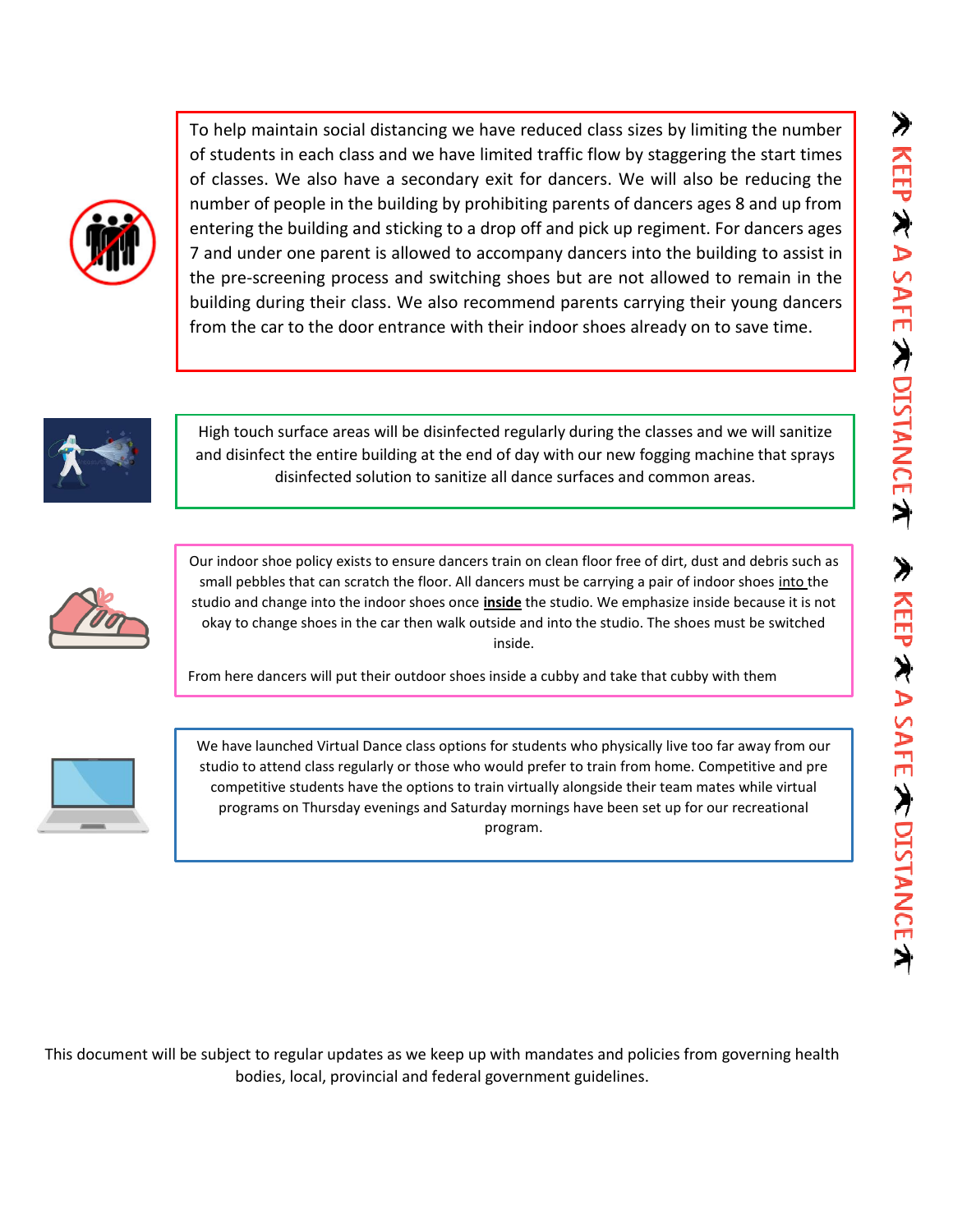To help maintain social distancing we have reduced class sizes by limiting the number of students in each class and we have limited traffic flow by staggering the start times of classes. We also have a secondary exit for dancers. We will also be reducing the number of people in the building by prohibiting parents of dancers ages 8 and up from entering the building and sticking to a drop off and pick up regiment. For dancers ages 7 and under one parent is allowed to accompany dancers into the building to assist in the pre-screening process and switching shoes but are not allowed to remain in the building during their class. We also recommend parents carrying their young dancers from the car to the door entrance with their indoor shoes already on to save time.

High touch surface areas will be disinfected regularly during the classes and we will sanitize and disinfect the entire building at the end of day with our new fogging machine that sprays disinfected solution to sanitize all dance surfaces and common areas.

Our indoor shoe policy exists to ensure dancers train on clean floor free of dirt, dust and debris such as small pebbles that can scratch the floor. All dancers must be carrying a pair of indoor shoes <u>into</u> the studio and change into the indoor shoes once <u>**inside**</u> the studio. We emphasize inside because it is not okay to change shoes in the car then walk outside and into the studio. The shoes must be switched inside.

From here dancers will put their outdoor shoes inside a cubby and take that cubby with them

We have launched Virtual Dance class options for students who physically live too far away from our studio to attend class regularly or those who would prefer to train from home. Competitive and pre competitive students have the options to train virtually alongside their team mates while virtual programs on Thursday evenings and Saturday mornings have been set up for our recreational program.

KEEP A SAFE DISTANCE KEEP A SAFE DISTANCE

This document will be subject to regular updates as we keep up with mandates and policies from governing health bodies, local, provincial and federal government guidelines.